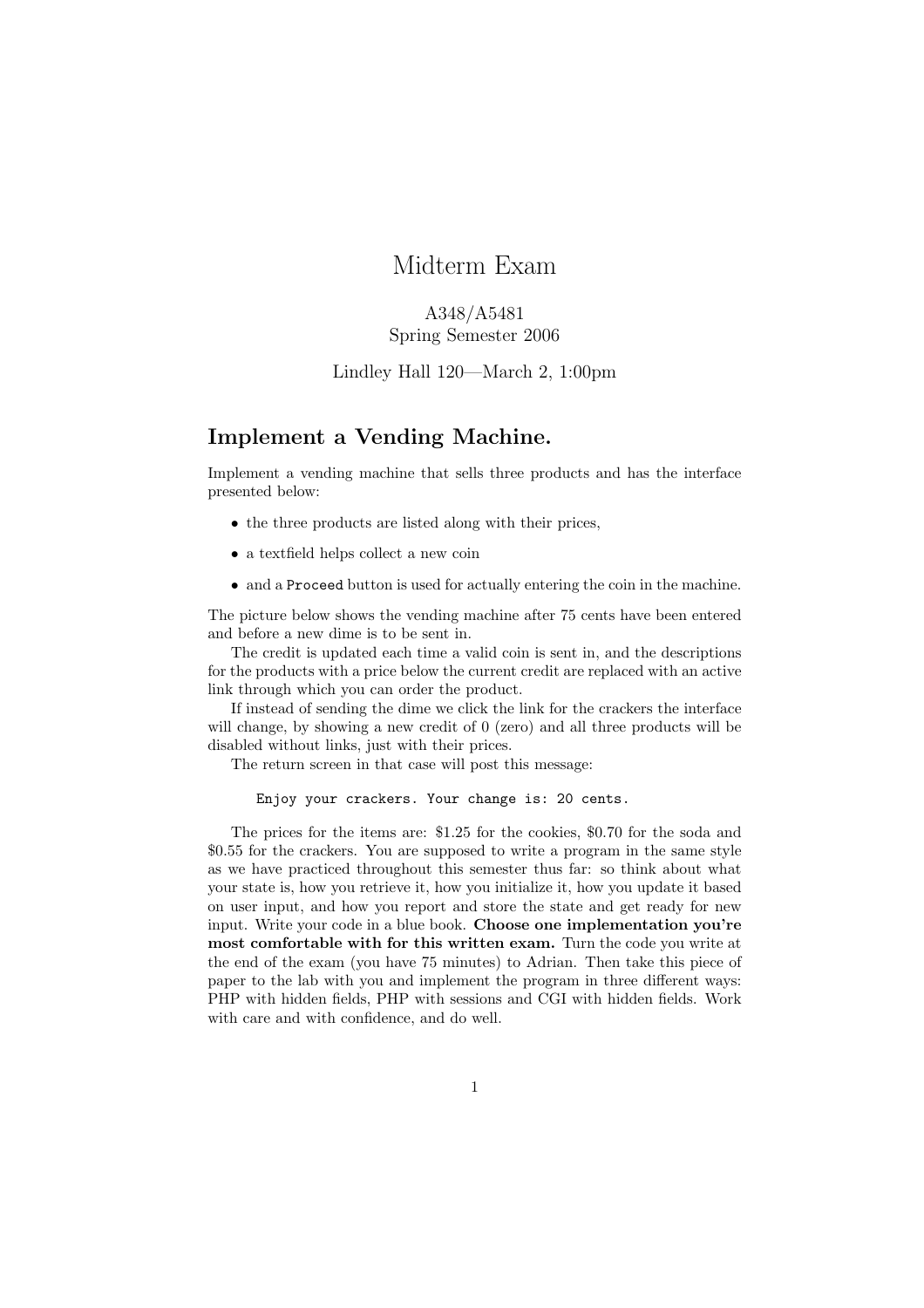# Midterm Exam

A348/A5481
Spring Semester 2006

Lindley Hall 120—March 2, 1:00pm

## Implement a Vending Machine.

Implement a vending machine that sells three products and has the interface presented below:

- the three products are listed along with their prices,
- a textfield helps collect a new coin
- and a `Proceed` button is used for actually entering the coin in the machine.

The picture below shows the vending machine after 75 cents have been entered and before a new dime is to be sent in.

The credit is updated each time a valid coin is sent in, and the descriptions for the products with a price below the current credit are replaced with an active link through which you can order the product.

If instead of sending the dime we click the link for the crackers the interface will change, by showing a new credit of 0 (zero) and all three products will be disabled without links, just with their prices.

The return screen in that case will post this message:

```
Enjoy your crackers. Your change is: 20 cents.
```

The prices for the items are: $1.25 for the cookies, $0.70 for the soda and $0.55 for the crackers. You are supposed to write a program in the same style as we have practiced throughout this semester thus far: so think about what your state is, how you retrieve it, how you initialize it, how you update it based on user input, and how you report and store the state and get ready for new input. Write your code in a blue book. **Choose one implementation you're most comfortable with for this written exam.** Turn the code you write at the end of the exam (you have 75 minutes) to Adrian. Then take this piece of paper to the lab with you and implement the program in three different ways: PHP with hidden fields, PHP with sessions and CGI with hidden fields. Work with care and with confidence, and do well.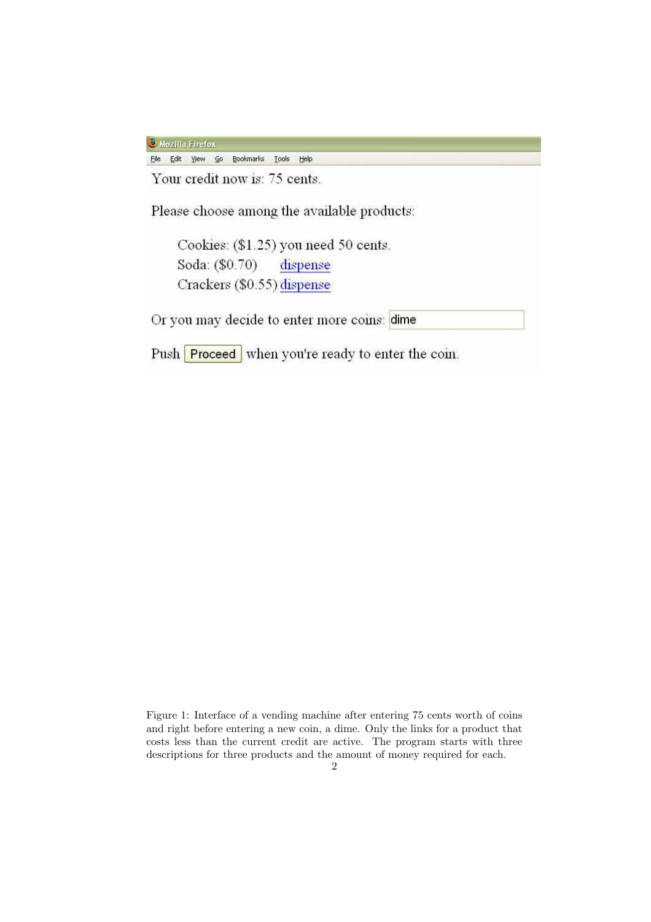Mozilla Firefox

File Edit View Go Bookmarks Tools Help

Your credit now is: 75 cents.

Please choose among the available products:

Cookies: ($1.25) you need 50 cents.
Soda: ($0.70) dispense
Crackers ($0.55) dispense

Or you may decide to enter more coins: dime

Push Proceed when you're ready to enter the coin.

Figure 1: Interface of a vending machine after entering 75 cents worth of coins and right before entering a new coin, a dime. Only the links for a product that costs less than the current credit are active. The program starts with three descriptions for three products and the amount of money required for each.